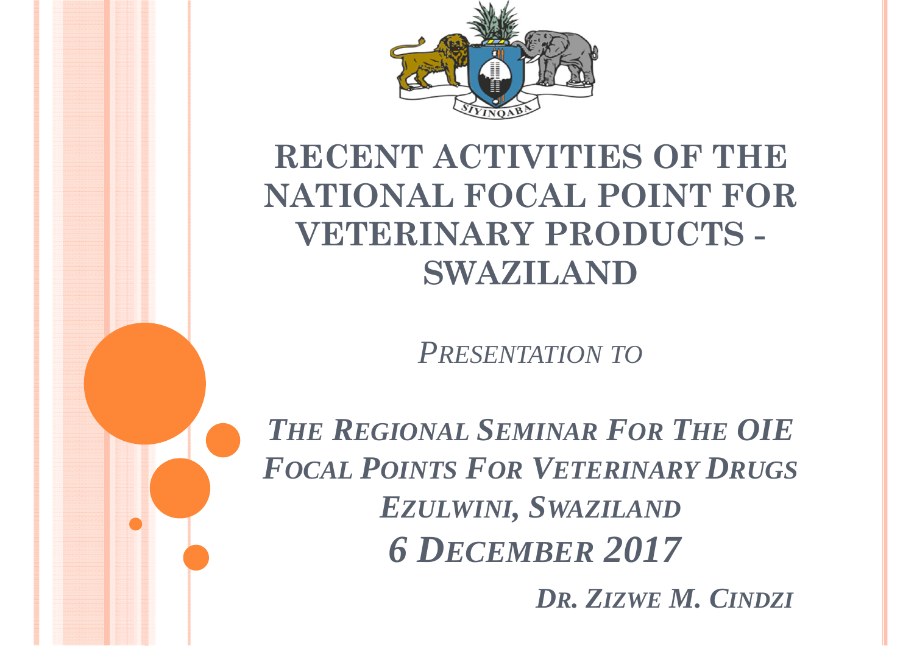# RECENT ACTIVITIES OF THE NATIONAL FOCAL POINT FOR VETERINARY PRODUCTS - SWAZILAND

*PRESENTATION TO*

***THE REGIONAL SEMINAR FOR THE OIE FOCAL POINTS FOR VETERINARY DRUGS***

***EZULWINI, SWAZILAND***

***6 DECEMBER 2017***

***DR. ZIZWE M. CINDZI***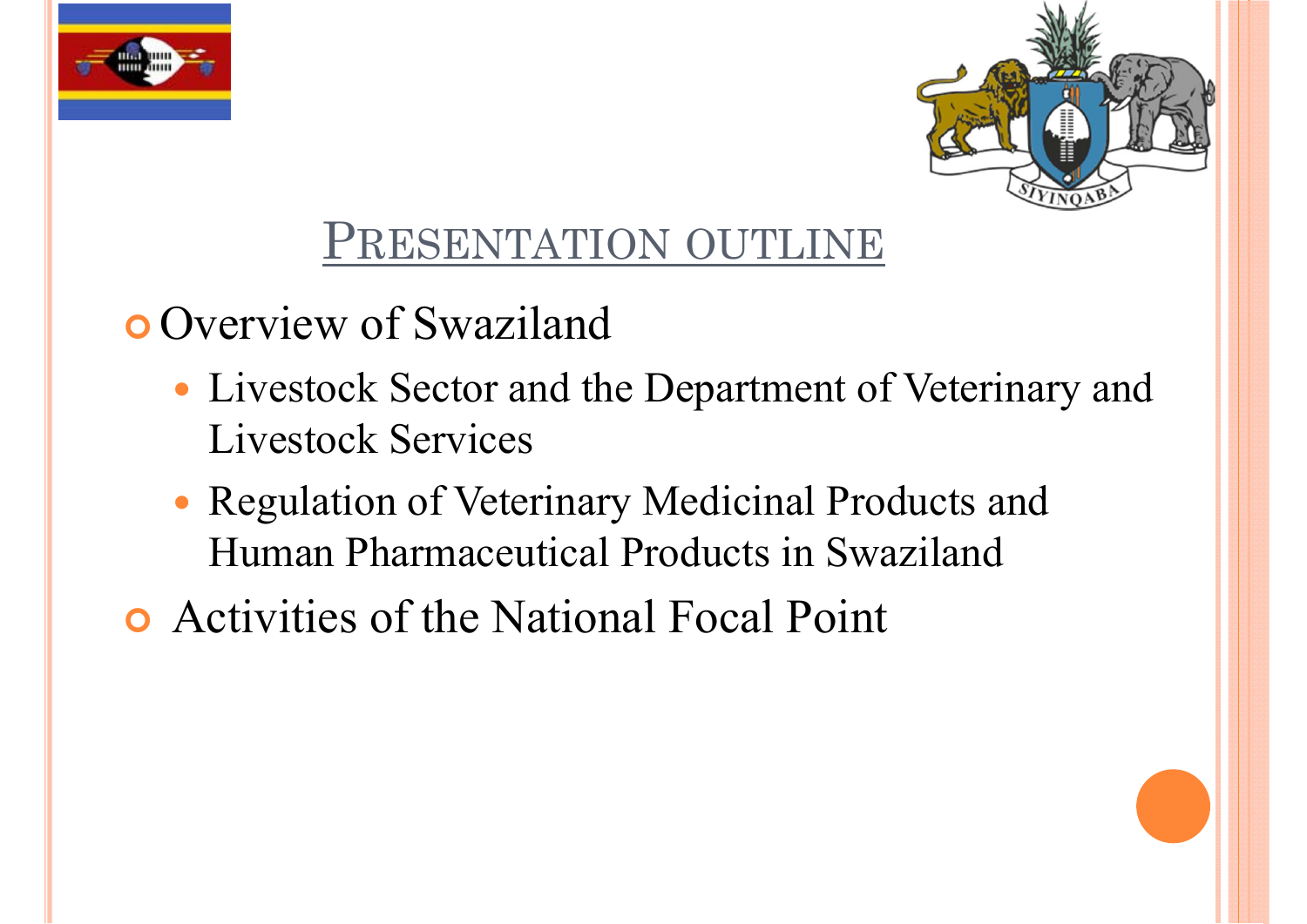# Presentation outline

- Overview of Swaziland
  - Livestock Sector and the Department of Veterinary and Livestock Services
  - Regulation of Veterinary Medicinal Products and Human Pharmaceutical Products in Swaziland
- Activities of the National Focal Point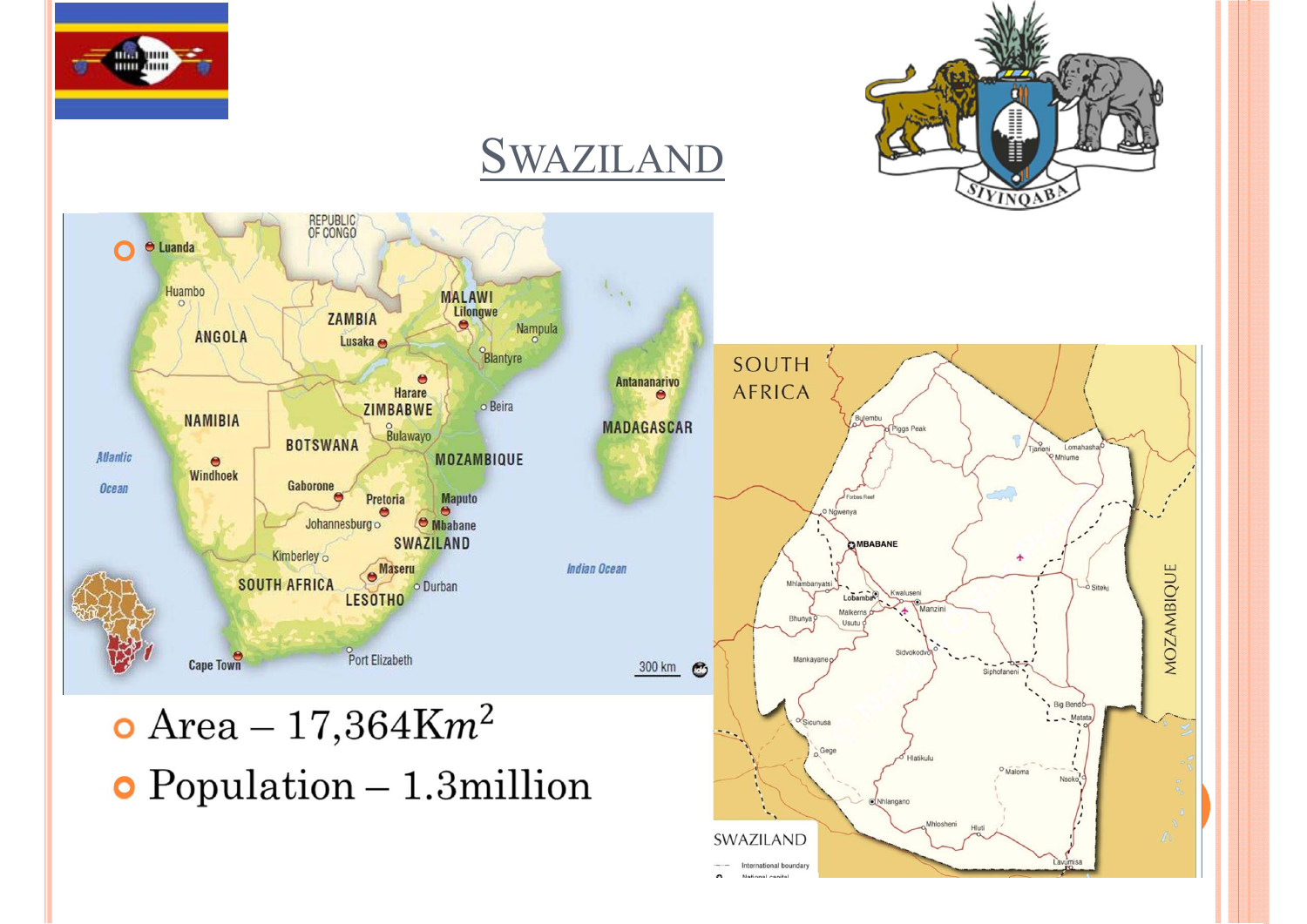# SWAZILAND

- Area – 17,364$Km^2$
- Population – 1.3million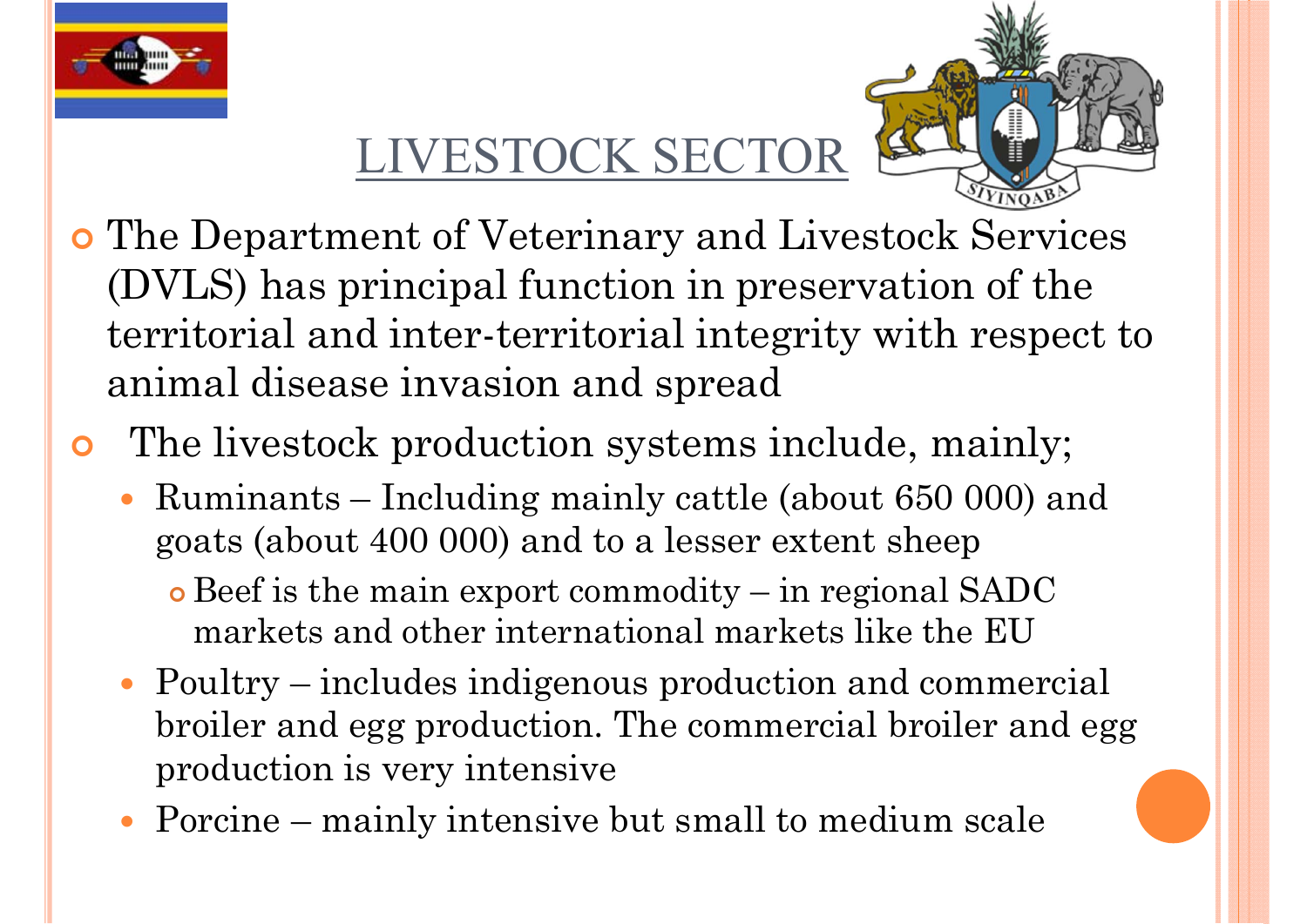# LIVESTOCK SECTOR

- The Department of Veterinary and Livestock Services (DVLS) has principal function in preservation of the territorial and inter-territorial integrity with respect to animal disease invasion and spread
- The livestock production systems include, mainly;
  - Ruminants – Including mainly cattle (about 650 000) and goats (about 400 000) and to a lesser extent sheep
    - Beef is the main export commodity – in regional SADC markets and other international markets like the EU
  - Poultry – includes indigenous production and commercial broiler and egg production. The commercial broiler and egg production is very intensive
  - Porcine – mainly intensive but small to medium scale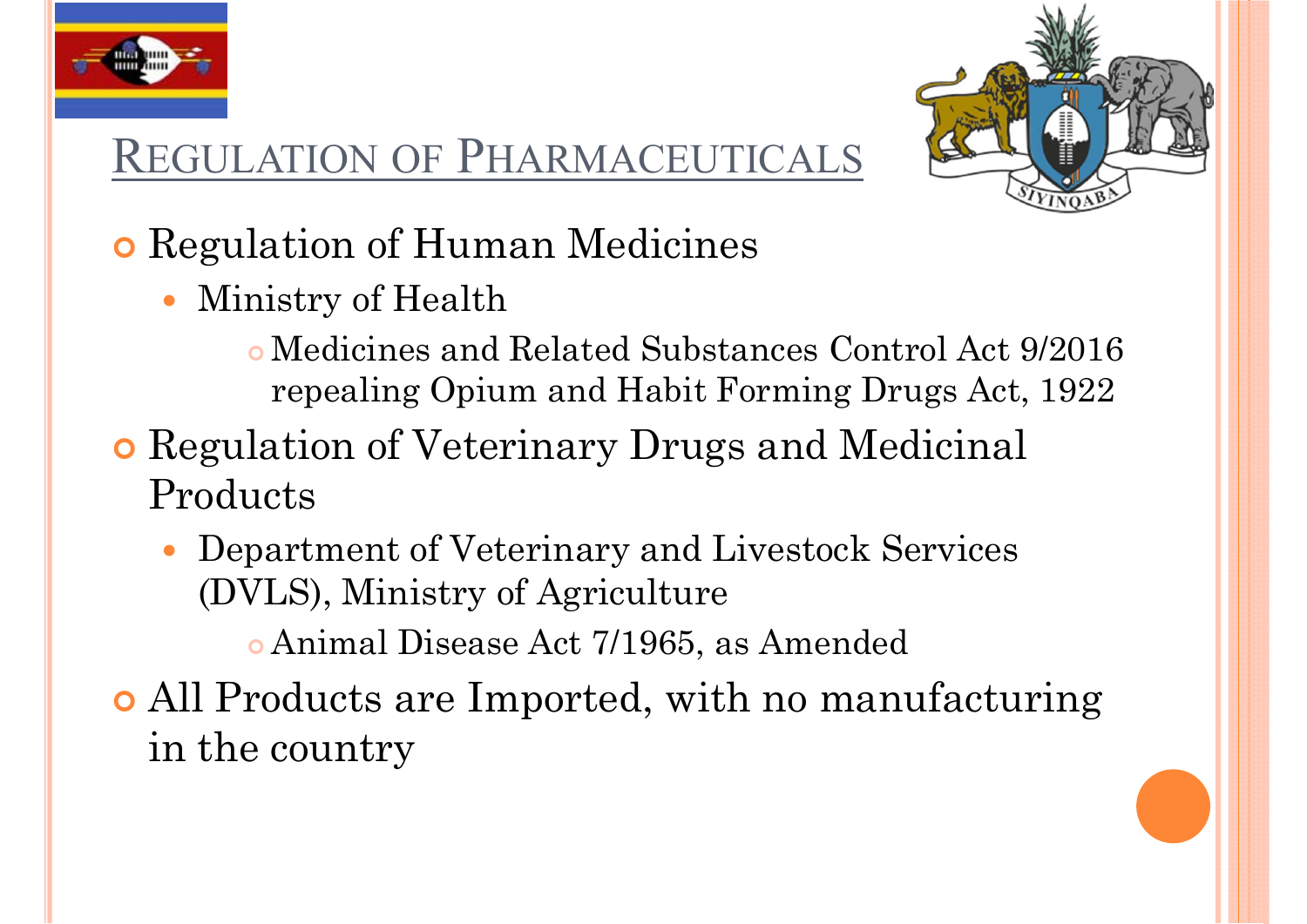## Regulation of Pharmaceuticals

- Regulation of Human Medicines
  - Ministry of Health
    - Medicines and Related Substances Control Act 9/2016 repealing Opium and Habit Forming Drugs Act, 1922
- Regulation of Veterinary Drugs and Medicinal Products
  - Department of Veterinary and Livestock Services (DVLS), Ministry of Agriculture
    - Animal Disease Act 7/1965, as Amended
- All Products are Imported, with no manufacturing in the country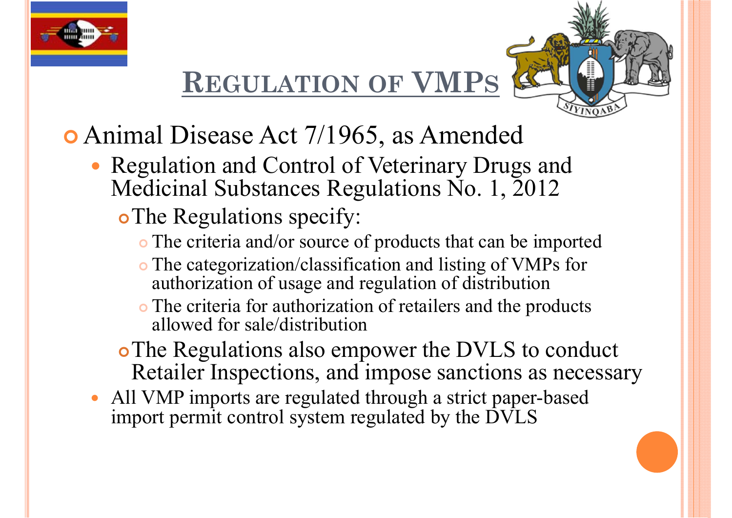# Regulation of VMPs

- Animal Disease Act 7/1965, as Amended
  - Regulation and Control of Veterinary Drugs and Medicinal Substances Regulations No. 1, 2012
    - The Regulations specify:
      - The criteria and/or source of products that can be imported
      - The categorization/classification and listing of VMPs for authorization of usage and regulation of distribution
      - The criteria for authorization of retailers and the products allowed for sale/distribution
    - The Regulations also empower the DVLS to conduct Retailer Inspections, and impose sanctions as necessary
  - All VMP imports are regulated through a strict paper-based import permit control system regulated by the DVLS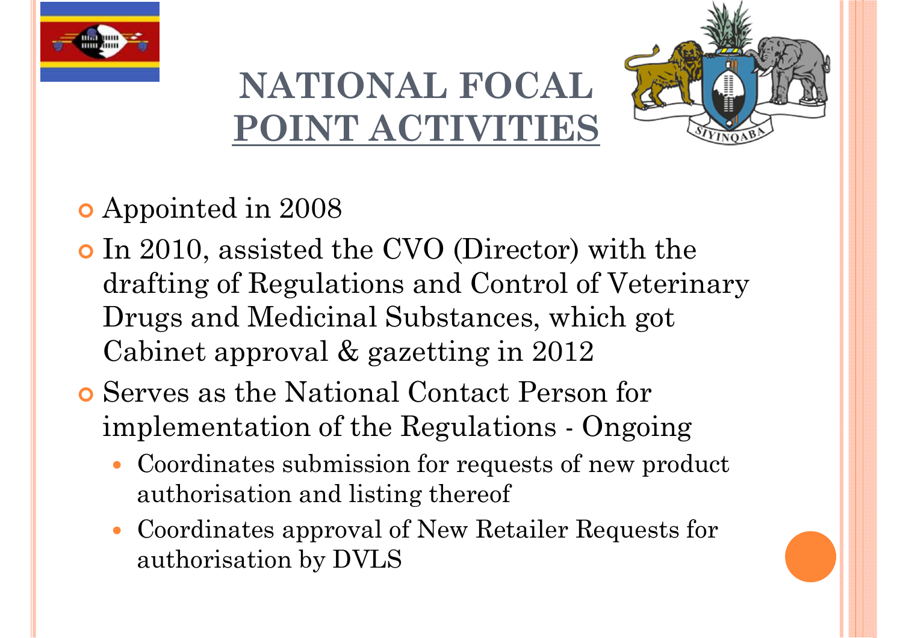# NATIONAL FOCAL POINT ACTIVITIES

- Appointed in 2008
- In 2010, assisted the CVO (Director) with the drafting of Regulations and Control of Veterinary Drugs and Medicinal Substances, which got Cabinet approval & gazetting in 2012
- Serves as the National Contact Person for implementation of the Regulations - Ongoing
  - Coordinates submission for requests of new product authorisation and listing thereof
  - Coordinates approval of New Retailer Requests for authorisation by DVLS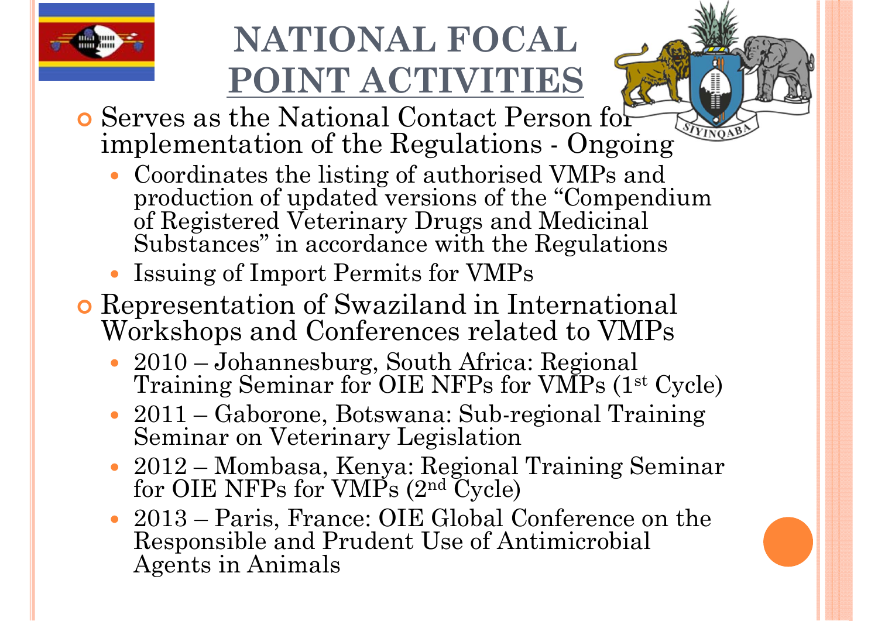# NATIONAL FOCAL POINT ACTIVITIES

- Serves as the National Contact Person for implementation of the Regulations - Ongoing
  - Coordinates the listing of authorised VMPs and production of updated versions of the "Compendium of Registered Veterinary Drugs and Medicinal Substances" in accordance with the Regulations
  - Issuing of Import Permits for VMPs
- Representation of Swaziland in International Workshops and Conferences related to VMPs
  - 2010 – Johannesburg, South Africa: Regional Training Seminar for OIE NFPs for VMPs (1st Cycle)
  - 2011 – Gaborone, Botswana: Sub-regional Training Seminar on Veterinary Legislation
  - 2012 – Mombasa, Kenya: Regional Training Seminar for OIE NFPs for VMPs (2nd Cycle)
  - 2013 – Paris, France: OIE Global Conference on the Responsible and Prudent Use of Antimicrobial Agents in Animals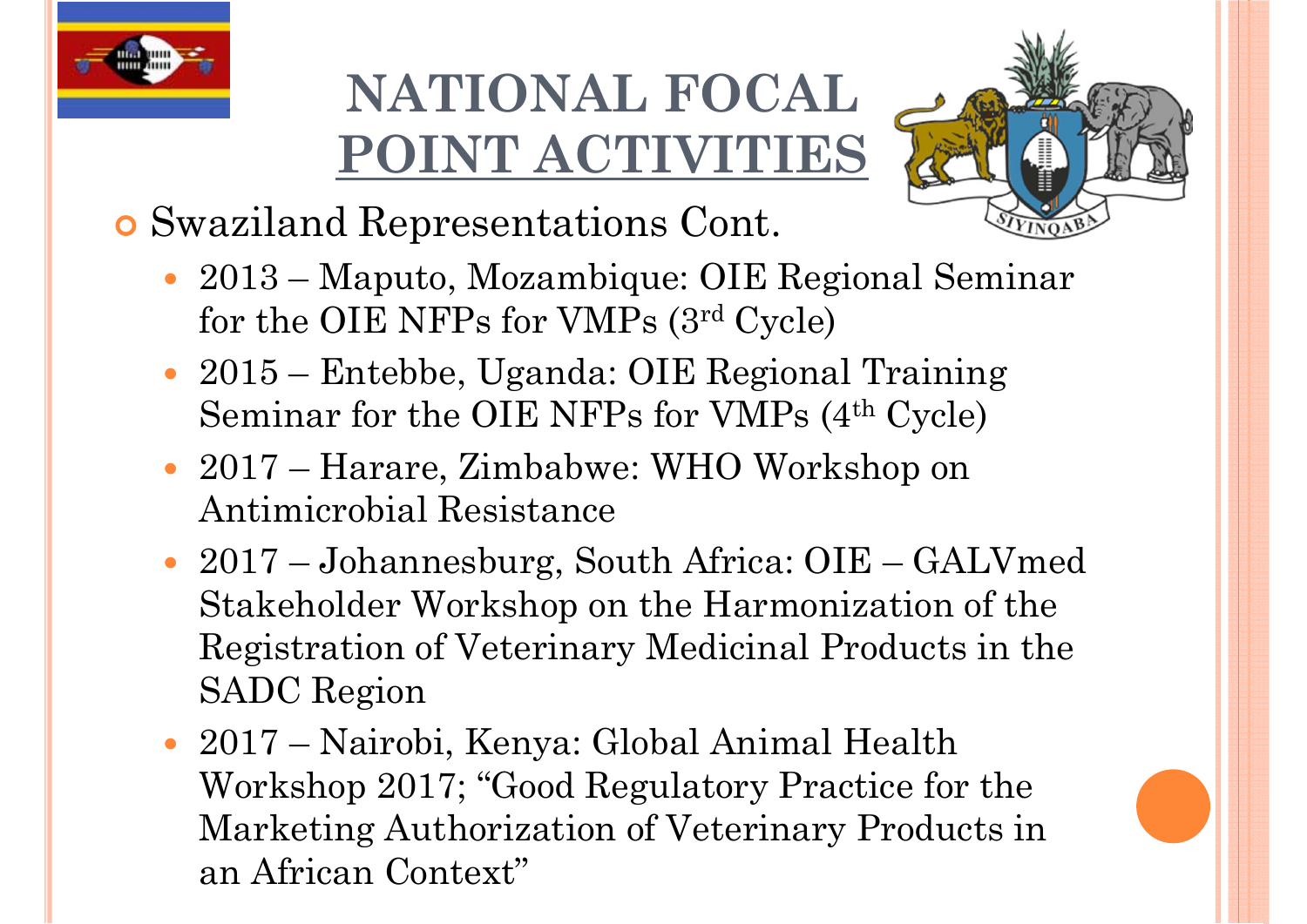# NATIONAL FOCAL POINT ACTIVITIES

- Swaziland Representations Cont.
  - 2013 – Maputo, Mozambique: OIE Regional Seminar for the OIE NFPs for VMPs (3rd Cycle)
  - 2015 – Entebbe, Uganda: OIE Regional Training Seminar for the OIE NFPs for VMPs (4th Cycle)
  - 2017 – Harare, Zimbabwe: WHO Workshop on Antimicrobial Resistance
  - 2017 – Johannesburg, South Africa: OIE – GALVmed Stakeholder Workshop on the Harmonization of the Registration of Veterinary Medicinal Products in the SADC Region
  - 2017 – Nairobi, Kenya: Global Animal Health Workshop 2017; "Good Regulatory Practice for the Marketing Authorization of Veterinary Products in an African Context"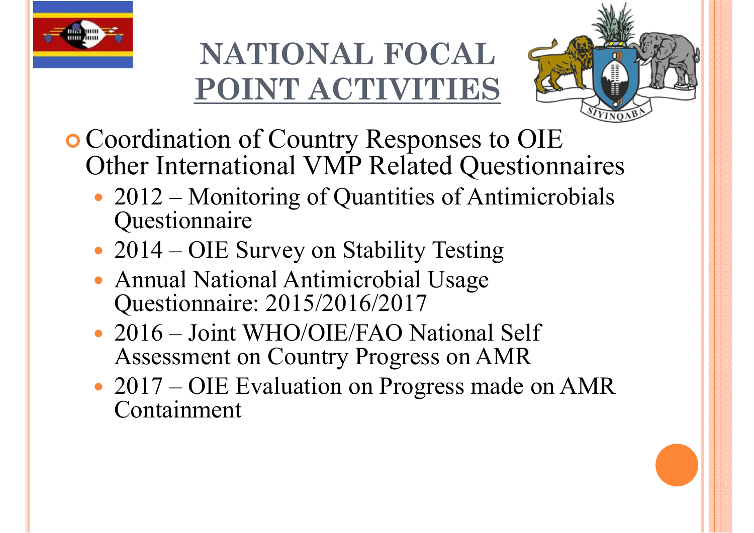# NATIONAL FOCAL POINT ACTIVITIES

- Coordination of Country Responses to OIE Other International VMP Related Questionnaires
  - 2012 – Monitoring of Quantities of Antimicrobials Questionnaire
  - 2014 – OIE Survey on Stability Testing
  - Annual National Antimicrobial Usage Questionnaire: 2015/2016/2017
  - 2016 – Joint WHO/OIE/FAO National Self Assessment on Country Progress on AMR
  - 2017 – OIE Evaluation on Progress made on AMR Containment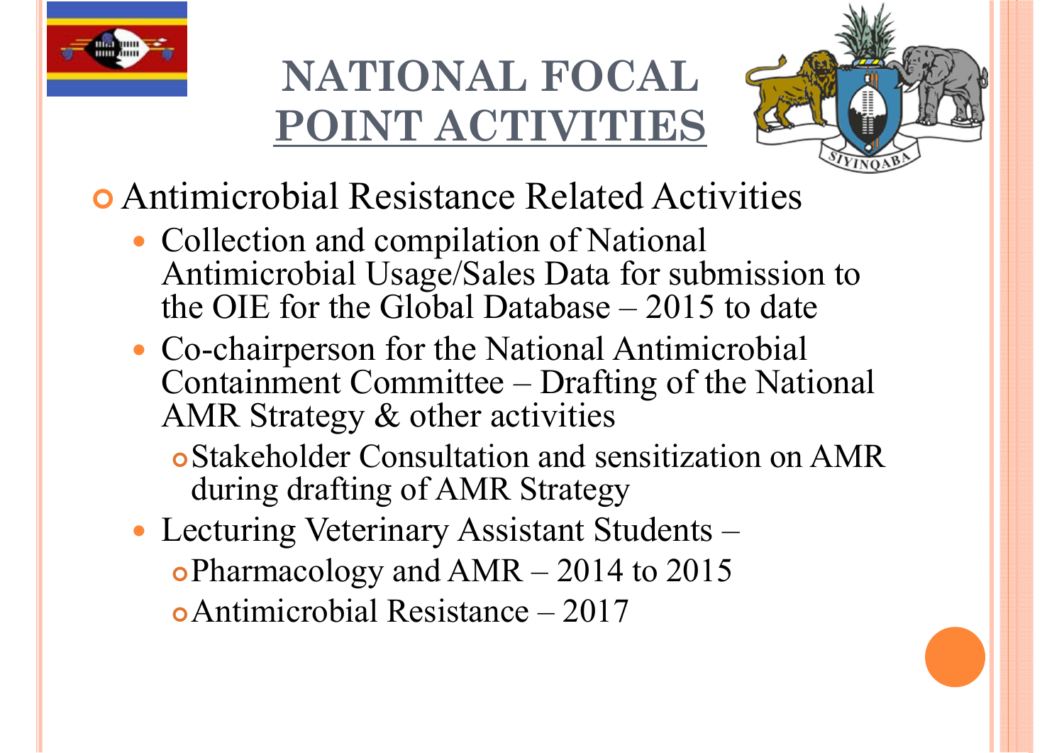# NATIONAL FOCAL POINT ACTIVITIES

- Antimicrobial Resistance Related Activities
  - Collection and compilation of National Antimicrobial Usage/Sales Data for submission to the OIE for the Global Database – 2015 to date
  - Co-chairperson for the National Antimicrobial Containment Committee – Drafting of the National AMR Strategy & other activities
    - Stakeholder Consultation and sensitization on AMR during drafting of AMR Strategy
  - Lecturing Veterinary Assistant Students –
    - Pharmacology and AMR – 2014 to 2015
    - Antimicrobial Resistance – 2017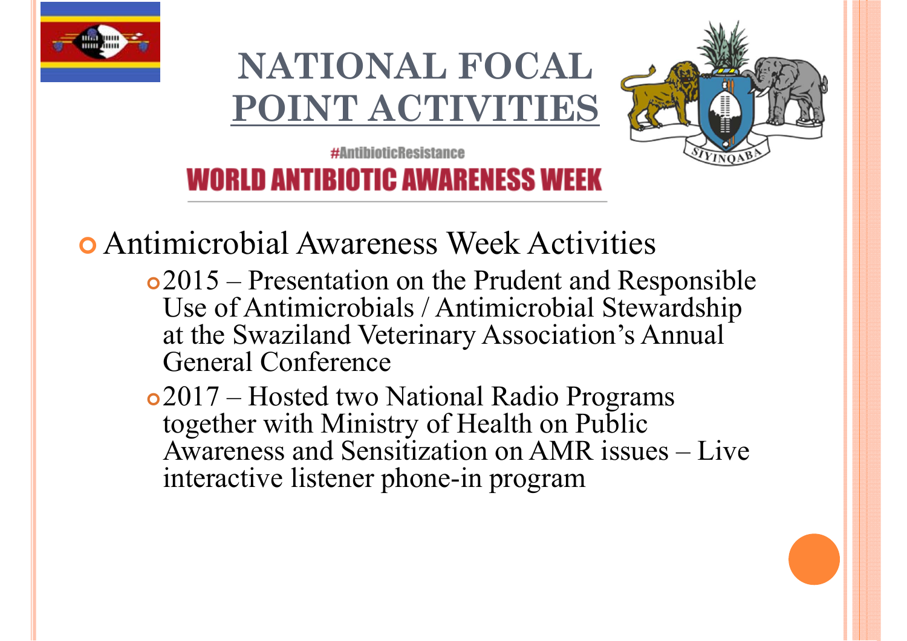# NATIONAL FOCAL POINT ACTIVITIES

#AntibioticResistance

WORLD ANTIBIOTIC AWARENESS WEEK

- Antimicrobial Awareness Week Activities
  - 2015 – Presentation on the Prudent and Responsible Use of Antimicrobials / Antimicrobial Stewardship at the Swaziland Veterinary Association's Annual General Conference
  - 2017 – Hosted two National Radio Programs together with Ministry of Health on Public Awareness and Sensitization on AMR issues – Live interactive listener phone-in program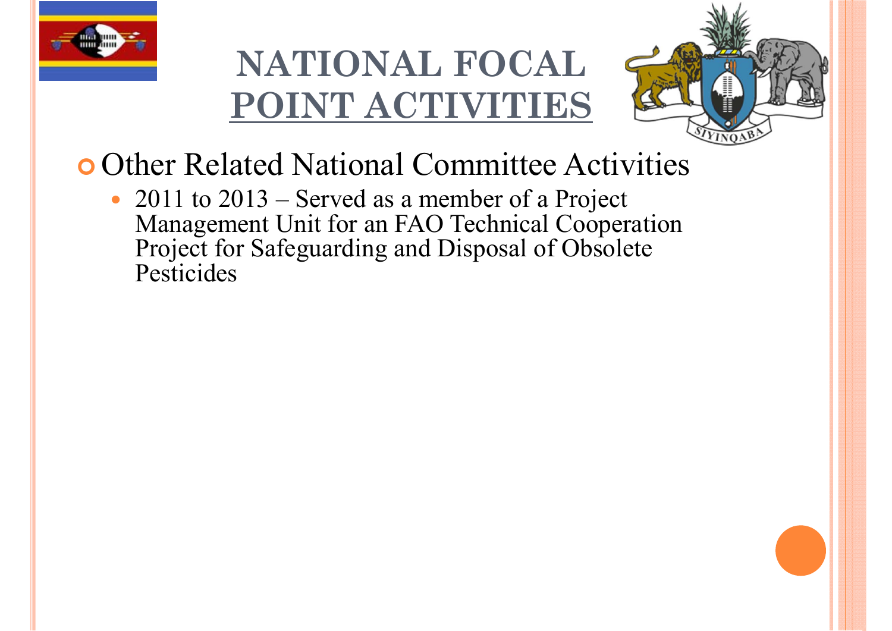# NATIONAL FOCAL POINT ACTIVITIES

- Other Related National Committee Activities
  - 2011 to 2013 – Served as a member of a Project Management Unit for an FAO Technical Cooperation Project for Safeguarding and Disposal of Obsolete Pesticides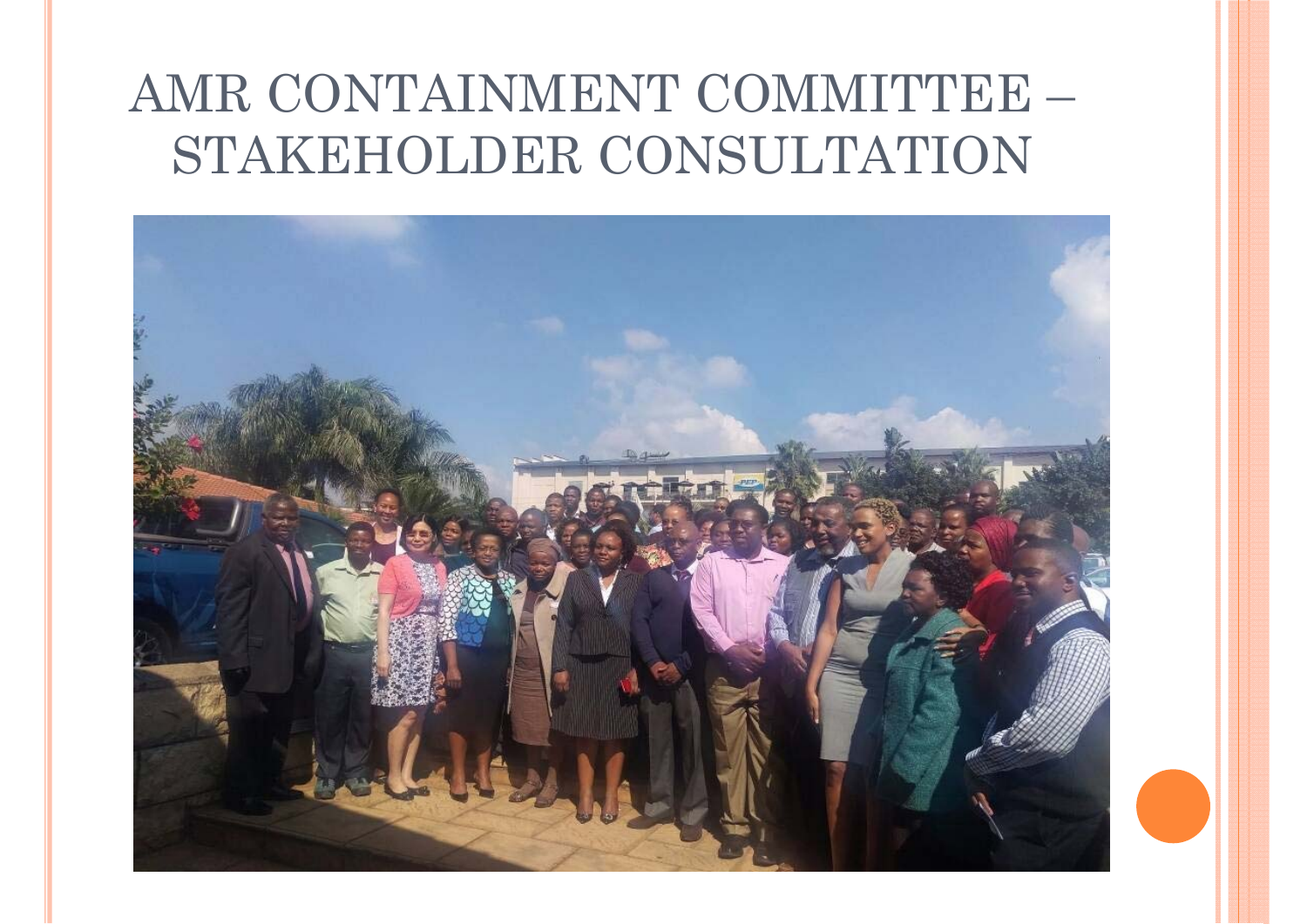# AMR CONTAINMENT COMMITTEE – STAKEHOLDER CONSULTATION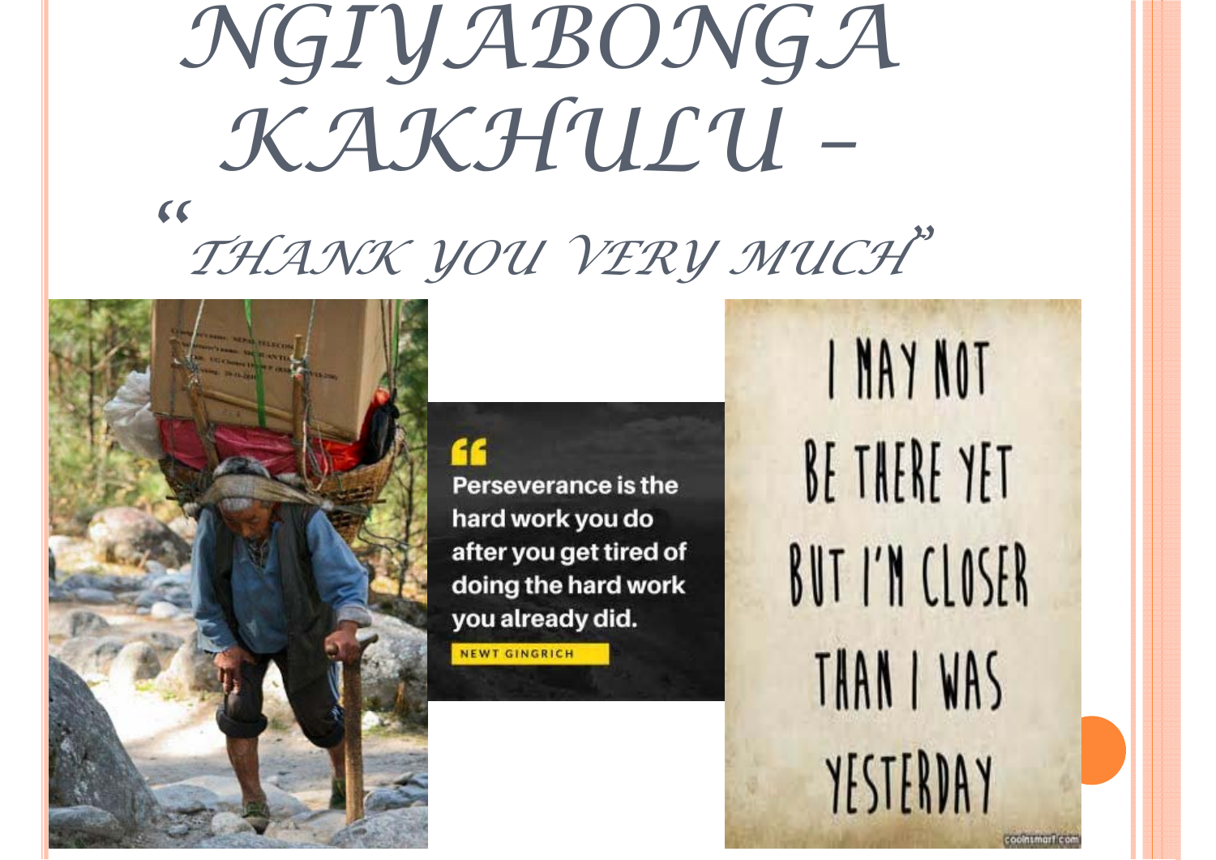# NGIYABONGA KAKHULU – "THANK YOU VERY MUCH"

Perseverance is the hard work you do after you get tired of doing the hard work you already did.

NEWT GINGRICH

I MAY NOT BE THERE YET BUT I'M CLOSER THAN I WAS YESTERDAY

coolnsmart.com